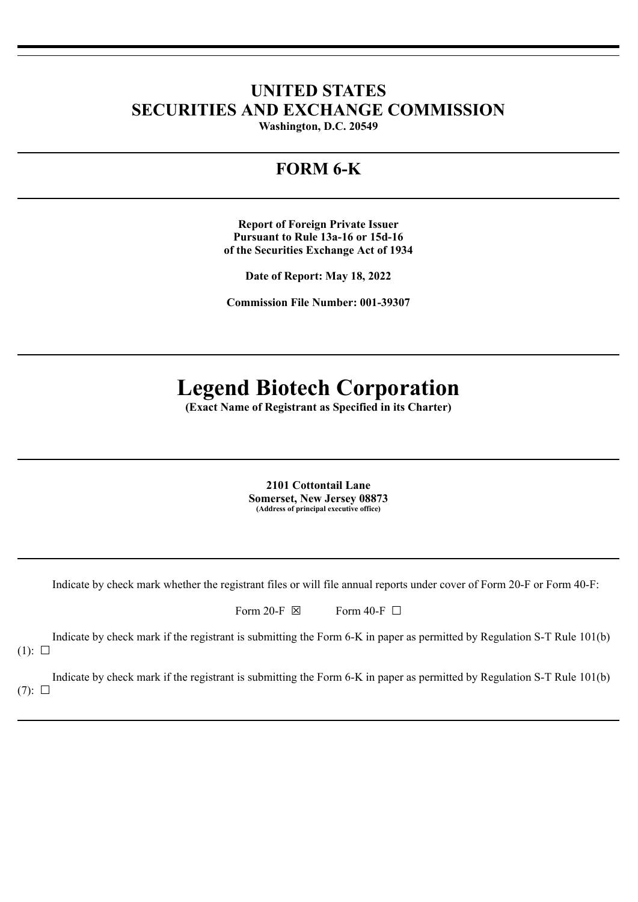# UNITED STATES
# SECURITIES AND EXCHANGE COMMISSION

**Washington, D.C. 20549**

## FORM 6-K

**Report of Foreign Private Issuer**
**Pursuant to Rule 13a-16 or 15d-16**
**of the Securities Exchange Act of 1934**

**Date of Report: May 18, 2022**

**Commission File Number: 001-39307**

# Legend Biotech Corporation

**(Exact Name of Registrant as Specified in its Charter)**

**2101 Cottontail Lane**
**Somerset, New Jersey 08873**
**(Address of principal executive office)**

Indicate by check mark whether the registrant files or will file annual reports under cover of Form 20-F or Form 40-F:

Form 20-F ☒ Form 40-F ☐

Indicate by check mark if the registrant is submitting the Form 6-K in paper as permitted by Regulation S-T Rule 101(b)(1): ☐

Indicate by check mark if the registrant is submitting the Form 6-K in paper as permitted by Regulation S-T Rule 101(b)(7): ☐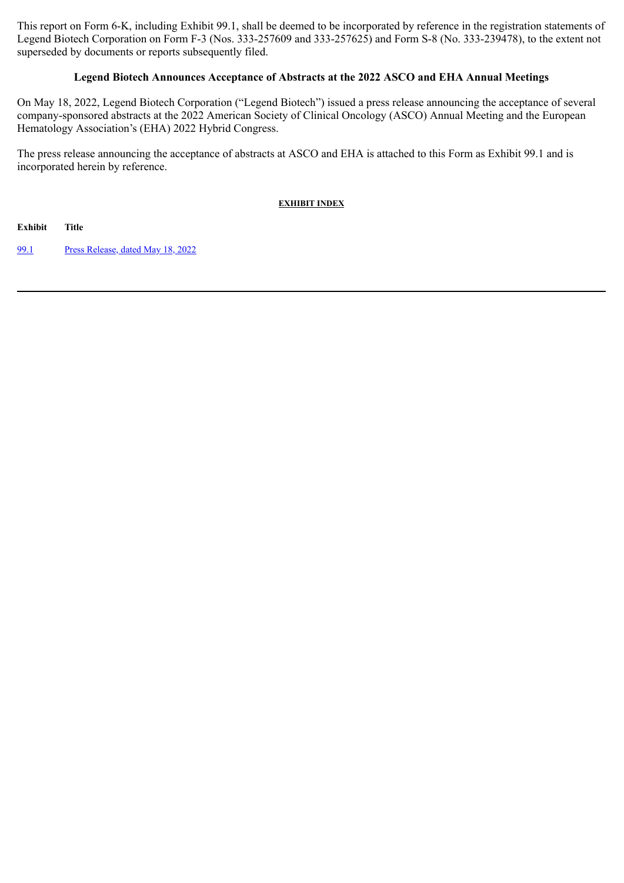This report on Form 6-K, including Exhibit 99.1, shall be deemed to be incorporated by reference in the registration statements of Legend Biotech Corporation on Form F-3 (Nos. 333-257609 and 333-257625) and Form S-8 (No. 333-239478), to the extent not superseded by documents or reports subsequently filed.

## Legend Biotech Announces Acceptance of Abstracts at the 2022 ASCO and EHA Annual Meetings

On May 18, 2022, Legend Biotech Corporation ("Legend Biotech") issued a press release announcing the acceptance of several company-sponsored abstracts at the 2022 American Society of Clinical Oncology (ASCO) Annual Meeting and the European Hematology Association's (EHA) 2022 Hybrid Congress.

The press release announcing the acceptance of abstracts at ASCO and EHA is attached to this Form as Exhibit 99.1 and is incorporated herein by reference.

**EXHIBIT INDEX**

| Exhibit | Title |
| --- | --- |
| 99.1 | Press Release, dated May 18, 2022 |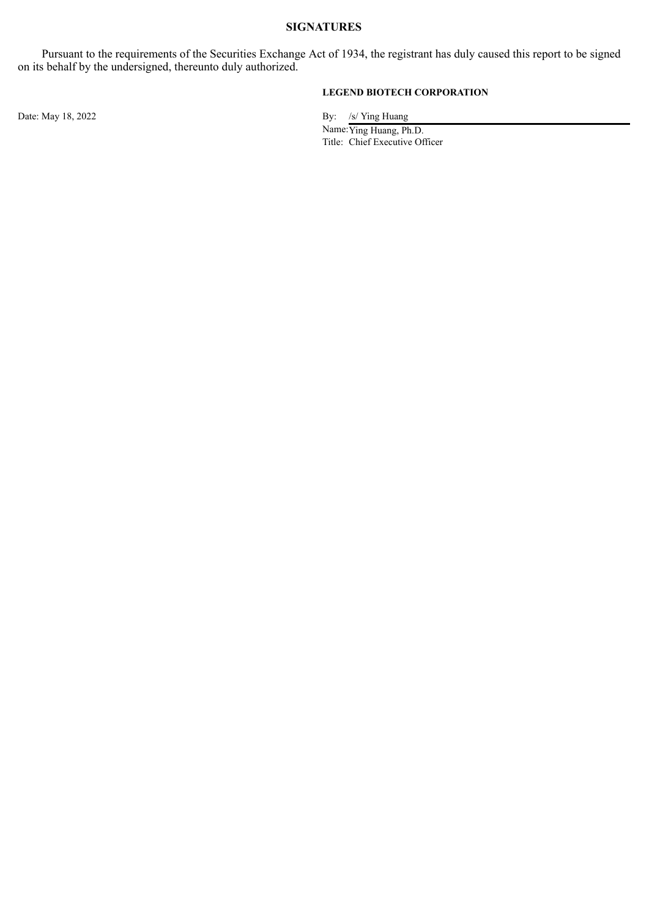## SIGNATURES

Pursuant to the requirements of the Securities Exchange Act of 1934, the registrant has duly caused this report to be signed on its behalf by the undersigned, thereunto duly authorized.

**LEGEND BIOTECH CORPORATION**

Date: May 18, 2022

By: /s/ Ying Huang

Name: Ying Huang, Ph.D.

Title: Chief Executive Officer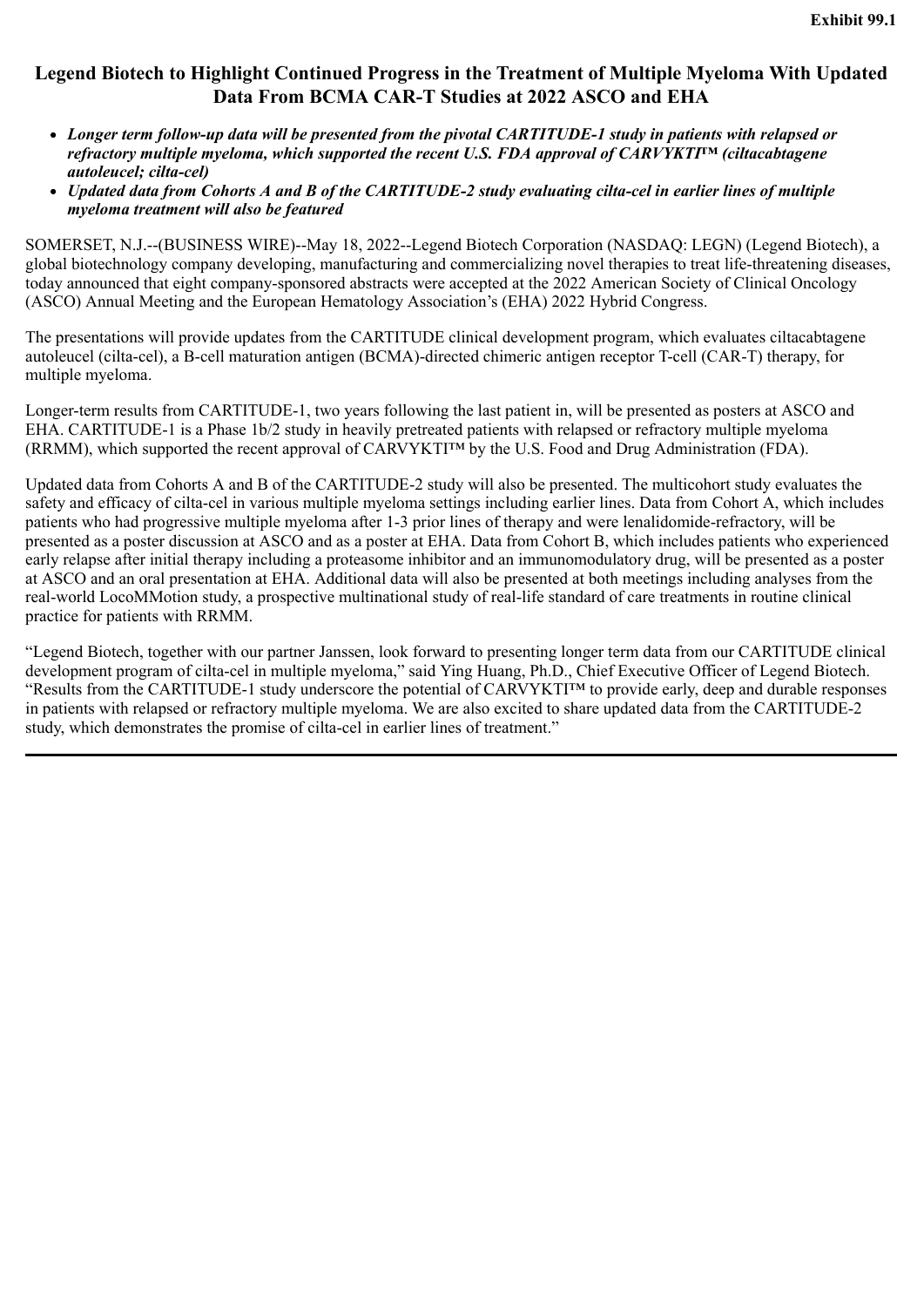**Exhibit 99.1**

# Legend Biotech to Highlight Continued Progress in the Treatment of Multiple Myeloma With Updated Data From BCMA CAR-T Studies at 2022 ASCO and EHA

- ***Longer term follow-up data will be presented from the pivotal CARTITUDE-1 study in patients with relapsed or refractory multiple myeloma, which supported the recent U.S. FDA approval of CARVYKTI™ (ciltacabtagene autoleucel; cilta-cel)***
- ***Updated data from Cohorts A and B of the CARTITUDE-2 study evaluating cilta-cel in earlier lines of multiple myeloma treatment will also be featured***

SOMERSET, N.J.--(BUSINESS WIRE)--May 18, 2022--Legend Biotech Corporation (NASDAQ: LEGN) (Legend Biotech), a global biotechnology company developing, manufacturing and commercializing novel therapies to treat life-threatening diseases, today announced that eight company-sponsored abstracts were accepted at the 2022 American Society of Clinical Oncology (ASCO) Annual Meeting and the European Hematology Association's (EHA) 2022 Hybrid Congress.

The presentations will provide updates from the CARTITUDE clinical development program, which evaluates ciltacabtagene autoleucel (cilta-cel), a B-cell maturation antigen (BCMA)-directed chimeric antigen receptor T-cell (CAR-T) therapy, for multiple myeloma.

Longer-term results from CARTITUDE-1, two years following the last patient in, will be presented as posters at ASCO and EHA. CARTITUDE-1 is a Phase 1b/2 study in heavily pretreated patients with relapsed or refractory multiple myeloma (RRMM), which supported the recent approval of CARVYKTI™ by the U.S. Food and Drug Administration (FDA).

Updated data from Cohorts A and B of the CARTITUDE-2 study will also be presented. The multicohort study evaluates the safety and efficacy of cilta-cel in various multiple myeloma settings including earlier lines. Data from Cohort A, which includes patients who had progressive multiple myeloma after 1-3 prior lines of therapy and were lenalidomide-refractory, will be presented as a poster discussion at ASCO and as a poster at EHA. Data from Cohort B, which includes patients who experienced early relapse after initial therapy including a proteasome inhibitor and an immunomodulatory drug, will be presented as a poster at ASCO and an oral presentation at EHA. Additional data will also be presented at both meetings including analyses from the real-world LocoMMotion study, a prospective multinational study of real-life standard of care treatments in routine clinical practice for patients with RRMM.

"Legend Biotech, together with our partner Janssen, look forward to presenting longer term data from our CARTITUDE clinical development program of cilta-cel in multiple myeloma," said Ying Huang, Ph.D., Chief Executive Officer of Legend Biotech. "Results from the CARTITUDE-1 study underscore the potential of CARVYKTI™ to provide early, deep and durable responses in patients with relapsed or refractory multiple myeloma. We are also excited to share updated data from the CARTITUDE-2 study, which demonstrates the promise of cilta-cel in earlier lines of treatment."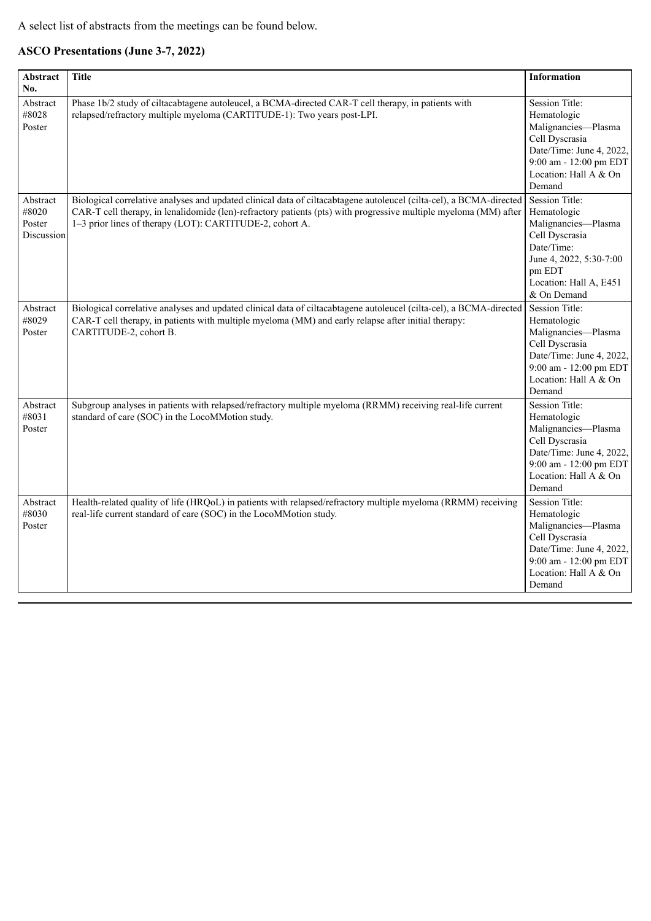A select list of abstracts from the meetings can be found below.

**ASCO Presentations (June 3-7, 2022)**

| Abstract No. | Title | Information |
|---|---|---|
| Abstract #8028 Poster | Phase 1b/2 study of ciltacabtagene autoleucel, a BCMA-directed CAR-T cell therapy, in patients with relapsed/refractory multiple myeloma (CARTITUDE-1): Two years post-LPI. | Session Title: Hematologic Malignancies—Plasma Cell Dyscrasia Date/Time: June 4, 2022, 9:00 am - 12:00 pm EDT Location: Hall A & On Demand |
| Abstract #8020 Poster Discussion | Biological correlative analyses and updated clinical data of ciltacabtagene autoleucel (cilta-cel), a BCMA-directed CAR-T cell therapy, in lenalidomide (len)-refractory patients (pts) with progressive multiple myeloma (MM) after 1–3 prior lines of therapy (LOT): CARTITUDE-2, cohort A. | Session Title: Hematologic Malignancies—Plasma Cell Dyscrasia Date/Time: June 4, 2022, 5:30-7:00 pm EDT Location: Hall A, E451 & On Demand |
| Abstract #8029 Poster | Biological correlative analyses and updated clinical data of ciltacabtagene autoleucel (cilta-cel), a BCMA-directed CAR-T cell therapy, in patients with multiple myeloma (MM) and early relapse after initial therapy: CARTITUDE-2, cohort B. | Session Title: Hematologic Malignancies—Plasma Cell Dyscrasia Date/Time: June 4, 2022, 9:00 am - 12:00 pm EDT Location: Hall A & On Demand |
| Abstract #8031 Poster | Subgroup analyses in patients with relapsed/refractory multiple myeloma (RRMM) receiving real-life current standard of care (SOC) in the LocoMMotion study. | Session Title: Hematologic Malignancies—Plasma Cell Dyscrasia Date/Time: June 4, 2022, 9:00 am - 12:00 pm EDT Location: Hall A & On Demand |
| Abstract #8030 Poster | Health-related quality of life (HRQoL) in patients with relapsed/refractory multiple myeloma (RRMM) receiving real-life current standard of care (SOC) in the LocoMMotion study. | Session Title: Hematologic Malignancies—Plasma Cell Dyscrasia Date/Time: June 4, 2022, 9:00 am - 12:00 pm EDT Location: Hall A & On Demand |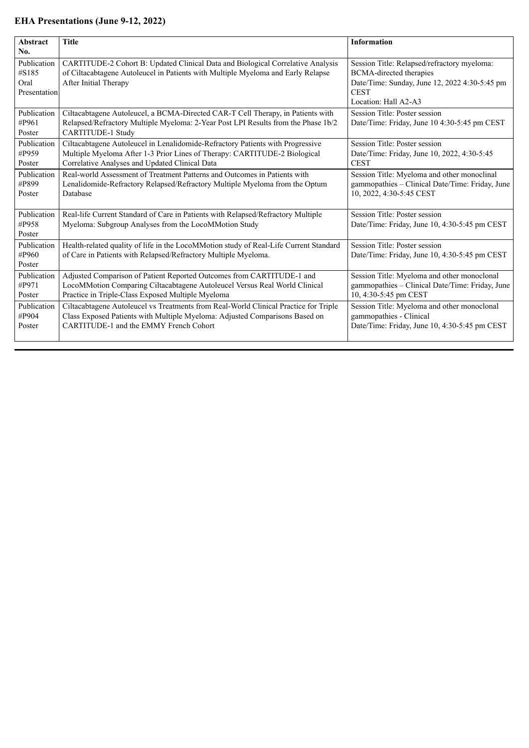**EHA Presentations (June 9-12, 2022)**

| Abstract No. | Title | Information |
|---|---|---|
| Publication #S185 Oral Presentation | CARTITUDE-2 Cohort B: Updated Clinical Data and Biological Correlative Analysis of Ciltacabtagene Autoleucel in Patients with Multiple Myeloma and Early Relapse After Initial Therapy | Session Title: Relapsed/refractory myeloma: BCMA-directed therapies Date/Time: Sunday, June 12, 2022 4:30-5:45 pm CEST Location: Hall A2-A3 |
| Publication #P961 Poster | Ciltacabtagene Autoleucel, a BCMA-Directed CAR-T Cell Therapy, in Patients with Relapsed/Refractory Multiple Myeloma: 2-Year Post LPI Results from the Phase 1b/2 CARTITUDE-1 Study | Session Title: Poster session Date/Time: Friday, June 10 4:30-5:45 pm CEST |
| Publication #P959 Poster | Ciltacabtagene Autoleucel in Lenalidomide-Refractory Patients with Progressive Multiple Myeloma After 1-3 Prior Lines of Therapy: CARTITUDE-2 Biological Correlative Analyses and Updated Clinical Data | Session Title: Poster session Date/Time: Friday, June 10, 2022, 4:30-5:45 CEST |
| Publication #P899 Poster | Real-world Assessment of Treatment Patterns and Outcomes in Patients with Lenalidomide-Refractory Relapsed/Refractory Multiple Myeloma from the Optum Database | Session Title: Myeloma and other monoclinal gammopathies – Clinical Date/Time: Friday, June 10, 2022, 4:30-5:45 CEST |
| Publication #P958 Poster | Real-life Current Standard of Care in Patients with Relapsed/Refractory Multiple Myeloma: Subgroup Analyses from the LocoMMotion Study | Session Title: Poster session Date/Time: Friday, June 10, 4:30-5:45 pm CEST |
| Publication #P960 Poster | Health-related quality of life in the LocoMMotion study of Real-Life Current Standard of Care in Patients with Relapsed/Refractory Multiple Myeloma. | Session Title: Poster session Date/Time: Friday, June 10, 4:30-5:45 pm CEST |
| Publication #P971 Poster | Adjusted Comparison of Patient Reported Outcomes from CARTITUDE-1 and LocoMMotion Comparing Ciltacabtagene Autoleucel Versus Real World Clinical Practice in Triple-Class Exposed Multiple Myeloma | Session Title: Myeloma and other monoclonal gammopathies – Clinical Date/Time: Friday, June 10, 4:30-5:45 pm CEST |
| Publication #P904 Poster | Ciltacabtagene Autoleucel vs Treatments from Real-World Clinical Practice for Triple Class Exposed Patients with Multiple Myeloma: Adjusted Comparisons Based on CARTITUDE-1 and the EMMY French Cohort | Session Title: Myeloma and other monoclonal gammopathies - Clinical Date/Time: Friday, June 10, 4:30-5:45 pm CEST |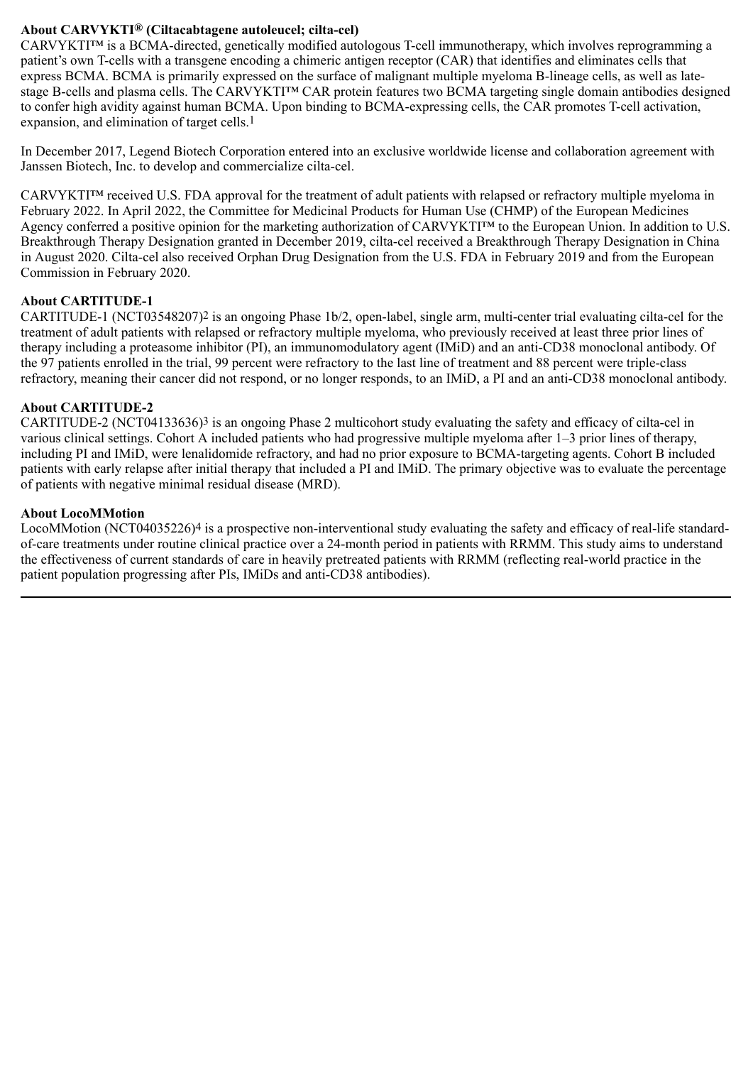### About CARVYKTI® (Ciltacabtagene autoleucel; cilta-cel)

CARVYKTI™ is a BCMA-directed, genetically modified autologous T-cell immunotherapy, which involves reprogramming a patient's own T-cells with a transgene encoding a chimeric antigen receptor (CAR) that identifies and eliminates cells that express BCMA. BCMA is primarily expressed on the surface of malignant multiple myeloma B-lineage cells, as well as late-stage B-cells and plasma cells. The CARVYKTI™ CAR protein features two BCMA targeting single domain antibodies designed to confer high avidity against human BCMA. Upon binding to BCMA-expressing cells, the CAR promotes T-cell activation, expansion, and elimination of target cells.[1]

In December 2017, Legend Biotech Corporation entered into an exclusive worldwide license and collaboration agreement with Janssen Biotech, Inc. to develop and commercialize cilta-cel.

CARVYKTI™ received U.S. FDA approval for the treatment of adult patients with relapsed or refractory multiple myeloma in February 2022. In April 2022, the Committee for Medicinal Products for Human Use (CHMP) of the European Medicines Agency conferred a positive opinion for the marketing authorization of CARVYKTI™ to the European Union. In addition to U.S. Breakthrough Therapy Designation granted in December 2019, cilta-cel received a Breakthrough Therapy Designation in China in August 2020. Cilta-cel also received Orphan Drug Designation from the U.S. FDA in February 2019 and from the European Commission in February 2020.

### About CARTITUDE-1

CARTITUDE-1 (NCT03548207)[2] is an ongoing Phase 1b/2, open-label, single arm, multi-center trial evaluating cilta-cel for the treatment of adult patients with relapsed or refractory multiple myeloma, who previously received at least three prior lines of therapy including a proteasome inhibitor (PI), an immunomodulatory agent (IMiD) and an anti-CD38 monoclonal antibody. Of the 97 patients enrolled in the trial, 99 percent were refractory to the last line of treatment and 88 percent were triple-class refractory, meaning their cancer did not respond, or no longer responds, to an IMiD, a PI and an anti-CD38 monoclonal antibody.

### About CARTITUDE-2

CARTITUDE-2 (NCT04133636)[3] is an ongoing Phase 2 multicohort study evaluating the safety and efficacy of cilta-cel in various clinical settings. Cohort A included patients who had progressive multiple myeloma after 1–3 prior lines of therapy, including PI and IMiD, were lenalidomide refractory, and had no prior exposure to BCMA-targeting agents. Cohort B included patients with early relapse after initial therapy that included a PI and IMiD. The primary objective was to evaluate the percentage of patients with negative minimal residual disease (MRD).

### About LocoMMotion

LocoMMotion (NCT04035226)[4] is a prospective non-interventional study evaluating the safety and efficacy of real-life standard-of-care treatments under routine clinical practice over a 24-month period in patients with RRMM. This study aims to understand the effectiveness of current standards of care in heavily pretreated patients with RRMM (reflecting real-world practice in the patient population progressing after PIs, IMiDs and anti-CD38 antibodies).

---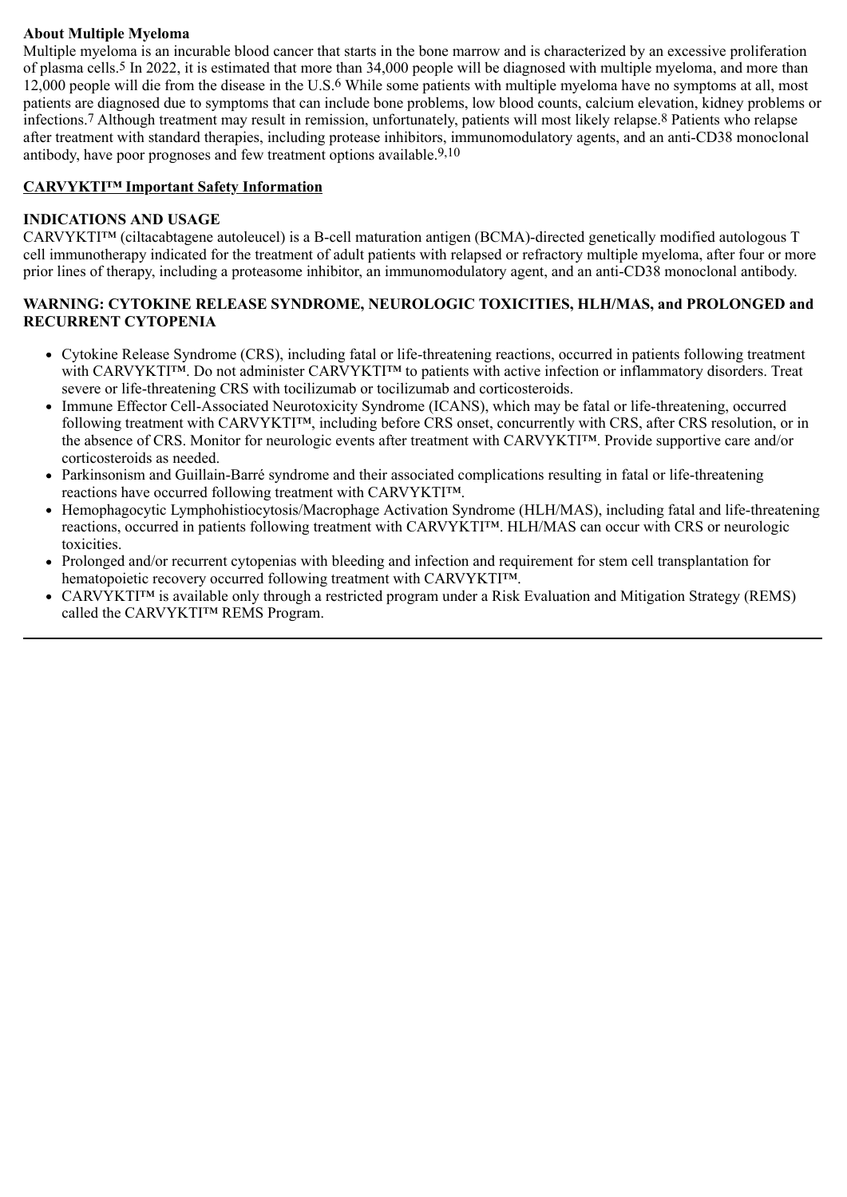**About Multiple Myeloma**

Multiple myeloma is an incurable blood cancer that starts in the bone marrow and is characterized by an excessive proliferation of plasma cells.[5] In 2022, it is estimated that more than 34,000 people will be diagnosed with multiple myeloma, and more than 12,000 people will die from the disease in the U.S.[6] While some patients with multiple myeloma have no symptoms at all, most patients are diagnosed due to symptoms that can include bone problems, low blood counts, calcium elevation, kidney problems or infections.[7] Although treatment may result in remission, unfortunately, patients will most likely relapse.[8] Patients who relapse after treatment with standard therapies, including protease inhibitors, immunomodulatory agents, and an anti-CD38 monoclonal antibody, have poor prognoses and few treatment options available.[9,10]

**CARVYKTI™ Important Safety Information**

**INDICATIONS AND USAGE**

CARVYKTI™ (ciltacabtagene autoleucel) is a B-cell maturation antigen (BCMA)-directed genetically modified autologous T cell immunotherapy indicated for the treatment of adult patients with relapsed or refractory multiple myeloma, after four or more prior lines of therapy, including a proteasome inhibitor, an immunomodulatory agent, and an anti-CD38 monoclonal antibody.

**WARNING: CYTOKINE RELEASE SYNDROME, NEUROLOGIC TOXICITIES, HLH/MAS, and PROLONGED and RECURRENT CYTOPENIA**

- Cytokine Release Syndrome (CRS), including fatal or life-threatening reactions, occurred in patients following treatment with CARVYKTI™. Do not administer CARVYKTI™ to patients with active infection or inflammatory disorders. Treat severe or life-threatening CRS with tocilizumab or tocilizumab and corticosteroids.
- Immune Effector Cell-Associated Neurotoxicity Syndrome (ICANS), which may be fatal or life-threatening, occurred following treatment with CARVYKTI™, including before CRS onset, concurrently with CRS, after CRS resolution, or in the absence of CRS. Monitor for neurologic events after treatment with CARVYKTI™. Provide supportive care and/or corticosteroids as needed.
- Parkinsonism and Guillain-Barré syndrome and their associated complications resulting in fatal or life-threatening reactions have occurred following treatment with CARVYKTI™.
- Hemophagocytic Lymphohistiocytosis/Macrophage Activation Syndrome (HLH/MAS), including fatal and life-threatening reactions, occurred in patients following treatment with CARVYKTI™. HLH/MAS can occur with CRS or neurologic toxicities.
- Prolonged and/or recurrent cytopenias with bleeding and infection and requirement for stem cell transplantation for hematopoietic recovery occurred following treatment with CARVYKTI™.
- CARVYKTI™ is available only through a restricted program under a Risk Evaluation and Mitigation Strategy (REMS) called the CARVYKTI™ REMS Program.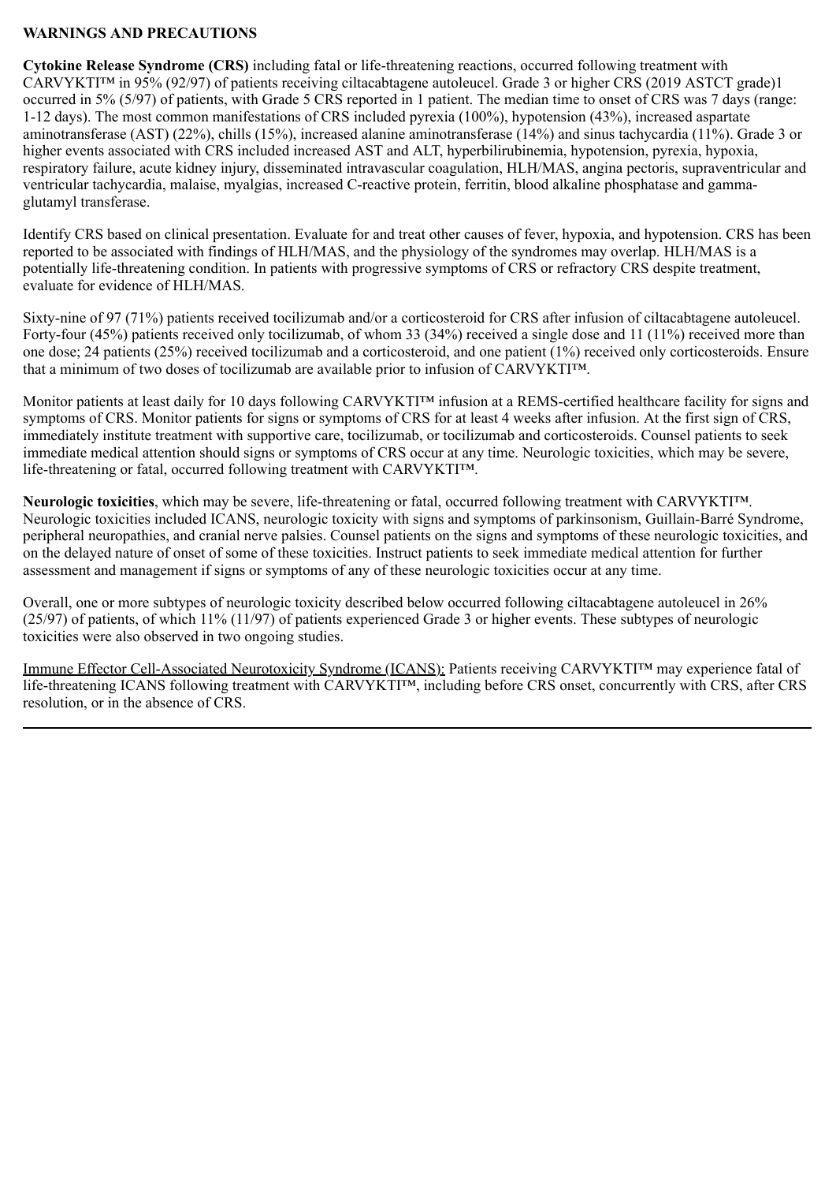**WARNINGS AND PRECAUTIONS**

**Cytokine Release Syndrome (CRS)** including fatal or life-threatening reactions, occurred following treatment with CARVYKTI™ in 95% (92/97) of patients receiving ciltacabtagene autoleucel. Grade 3 or higher CRS (2019 ASTCT grade)1 occurred in 5% (5/97) of patients, with Grade 5 CRS reported in 1 patient. The median time to onset of CRS was 7 days (range: 1-12 days). The most common manifestations of CRS included pyrexia (100%), hypotension (43%), increased aspartate aminotransferase (AST) (22%), chills (15%), increased alanine aminotransferase (14%) and sinus tachycardia (11%). Grade 3 or higher events associated with CRS included increased AST and ALT, hyperbilirubinemia, hypotension, pyrexia, hypoxia, respiratory failure, acute kidney injury, disseminated intravascular coagulation, HLH/MAS, angina pectoris, supraventricular and ventricular tachycardia, malaise, myalgias, increased C-reactive protein, ferritin, blood alkaline phosphatase and gamma-glutamyl transferase.

Identify CRS based on clinical presentation. Evaluate for and treat other causes of fever, hypoxia, and hypotension. CRS has been reported to be associated with findings of HLH/MAS, and the physiology of the syndromes may overlap. HLH/MAS is a potentially life-threatening condition. In patients with progressive symptoms of CRS or refractory CRS despite treatment, evaluate for evidence of HLH/MAS.

Sixty-nine of 97 (71%) patients received tocilizumab and/or a corticosteroid for CRS after infusion of ciltacabtagene autoleucel. Forty-four (45%) patients received only tocilizumab, of whom 33 (34%) received a single dose and 11 (11%) received more than one dose; 24 patients (25%) received tocilizumab and a corticosteroid, and one patient (1%) received only corticosteroids. Ensure that a minimum of two doses of tocilizumab are available prior to infusion of CARVYKTI™.

Monitor patients at least daily for 10 days following CARVYKTI™ infusion at a REMS-certified healthcare facility for signs and symptoms of CRS. Monitor patients for signs or symptoms of CRS for at least 4 weeks after infusion. At the first sign of CRS, immediately institute treatment with supportive care, tocilizumab, or tocilizumab and corticosteroids. Counsel patients to seek immediate medical attention should signs or symptoms of CRS occur at any time. Neurologic toxicities, which may be severe, life-threatening or fatal, occurred following treatment with CARVYKTI™.

**Neurologic toxicities**, which may be severe, life-threatening or fatal, occurred following treatment with CARVYKTI™. Neurologic toxicities included ICANS, neurologic toxicity with signs and symptoms of parkinsonism, Guillain-Barré Syndrome, peripheral neuropathies, and cranial nerve palsies. Counsel patients on the signs and symptoms of these neurologic toxicities, and on the delayed nature of onset of some of these toxicities. Instruct patients to seek immediate medical attention for further assessment and management if signs or symptoms of any of these neurologic toxicities occur at any time.

Overall, one or more subtypes of neurologic toxicity described below occurred following ciltacabtagene autoleucel in 26% (25/97) of patients, of which 11% (11/97) of patients experienced Grade 3 or higher events. These subtypes of neurologic toxicities were also observed in two ongoing studies.

Immune Effector Cell-Associated Neurotoxicity Syndrome (ICANS): Patients receiving CARVYKTI™ may experience fatal of life-threatening ICANS following treatment with CARVYKTI™, including before CRS onset, concurrently with CRS, after CRS resolution, or in the absence of CRS.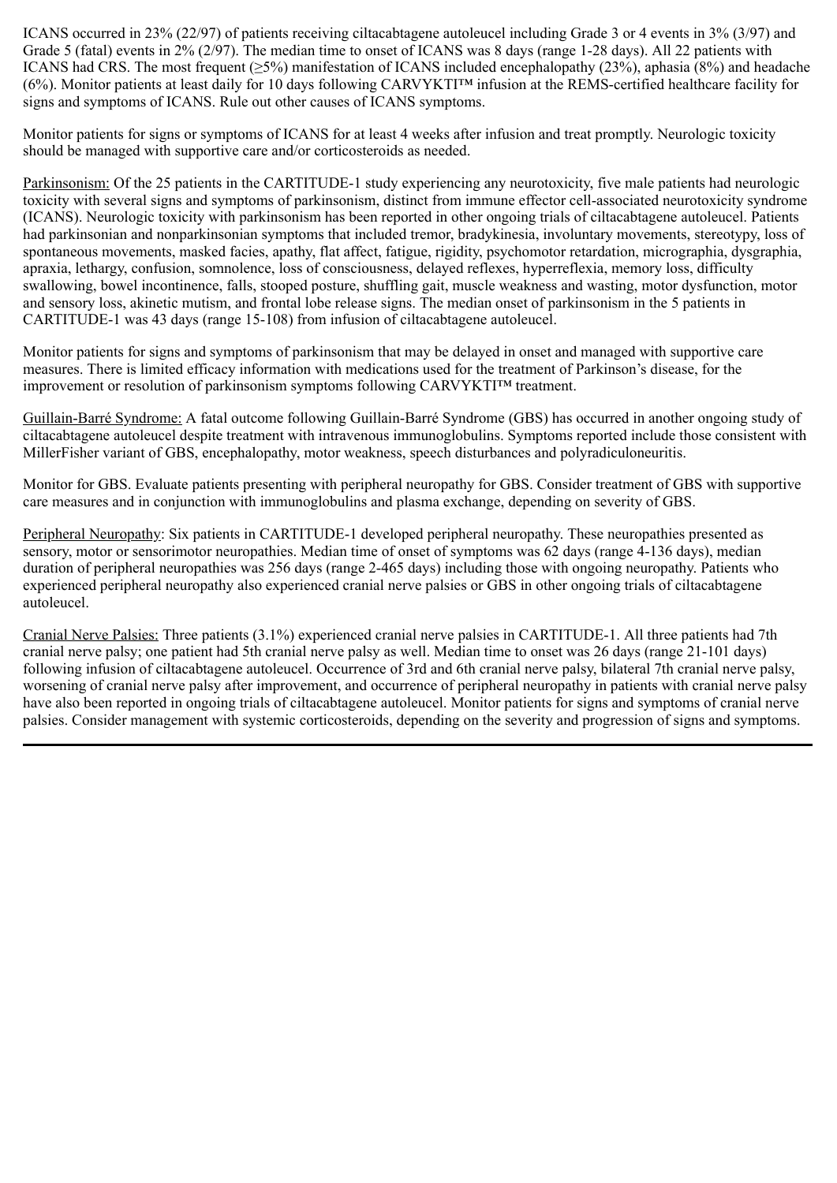ICANS occurred in 23% (22/97) of patients receiving ciltacabtagene autoleucel including Grade 3 or 4 events in 3% (3/97) and Grade 5 (fatal) events in 2% (2/97). The median time to onset of ICANS was 8 days (range 1-28 days). All 22 patients with ICANS had CRS. The most frequent (≥5%) manifestation of ICANS included encephalopathy (23%), aphasia (8%) and headache (6%). Monitor patients at least daily for 10 days following CARVYKTI™ infusion at the REMS-certified healthcare facility for signs and symptoms of ICANS. Rule out other causes of ICANS symptoms.

Monitor patients for signs or symptoms of ICANS for at least 4 weeks after infusion and treat promptly. Neurologic toxicity should be managed with supportive care and/or corticosteroids as needed.

Parkinsonism: Of the 25 patients in the CARTITUDE-1 study experiencing any neurotoxicity, five male patients had neurologic toxicity with several signs and symptoms of parkinsonism, distinct from immune effector cell-associated neurotoxicity syndrome (ICANS). Neurologic toxicity with parkinsonism has been reported in other ongoing trials of ciltacabtagene autoleucel. Patients had parkinsonian and nonparkinsonian symptoms that included tremor, bradykinesia, involuntary movements, stereotypy, loss of spontaneous movements, masked facies, apathy, flat affect, fatigue, rigidity, psychomotor retardation, micrographia, dysgraphia, apraxia, lethargy, confusion, somnolence, loss of consciousness, delayed reflexes, hyperreflexia, memory loss, difficulty swallowing, bowel incontinence, falls, stooped posture, shuffling gait, muscle weakness and wasting, motor dysfunction, motor and sensory loss, akinetic mutism, and frontal lobe release signs. The median onset of parkinsonism in the 5 patients in CARTITUDE-1 was 43 days (range 15-108) from infusion of ciltacabtagene autoleucel.

Monitor patients for signs and symptoms of parkinsonism that may be delayed in onset and managed with supportive care measures. There is limited efficacy information with medications used for the treatment of Parkinson's disease, for the improvement or resolution of parkinsonism symptoms following CARVYKTI™ treatment.

Guillain-Barré Syndrome: A fatal outcome following Guillain-Barré Syndrome (GBS) has occurred in another ongoing study of ciltacabtagene autoleucel despite treatment with intravenous immunoglobulins. Symptoms reported include those consistent with MillerFisher variant of GBS, encephalopathy, motor weakness, speech disturbances and polyradiculoneuritis.

Monitor for GBS. Evaluate patients presenting with peripheral neuropathy for GBS. Consider treatment of GBS with supportive care measures and in conjunction with immunoglobulins and plasma exchange, depending on severity of GBS.

Peripheral Neuropathy: Six patients in CARTITUDE-1 developed peripheral neuropathy. These neuropathies presented as sensory, motor or sensorimotor neuropathies. Median time of onset of symptoms was 62 days (range 4-136 days), median duration of peripheral neuropathies was 256 days (range 2-465 days) including those with ongoing neuropathy. Patients who experienced peripheral neuropathy also experienced cranial nerve palsies or GBS in other ongoing trials of ciltacabtagene autoleucel.

Cranial Nerve Palsies: Three patients (3.1%) experienced cranial nerve palsies in CARTITUDE-1. All three patients had 7th cranial nerve palsy; one patient had 5th cranial nerve palsy as well. Median time to onset was 26 days (range 21-101 days) following infusion of ciltacabtagene autoleucel. Occurrence of 3rd and 6th cranial nerve palsy, bilateral 7th cranial nerve palsy, worsening of cranial nerve palsy after improvement, and occurrence of peripheral neuropathy in patients with cranial nerve palsy have also been reported in ongoing trials of ciltacabtagene autoleucel. Monitor patients for signs and symptoms of cranial nerve palsies. Consider management with systemic corticosteroids, depending on the severity and progression of signs and symptoms.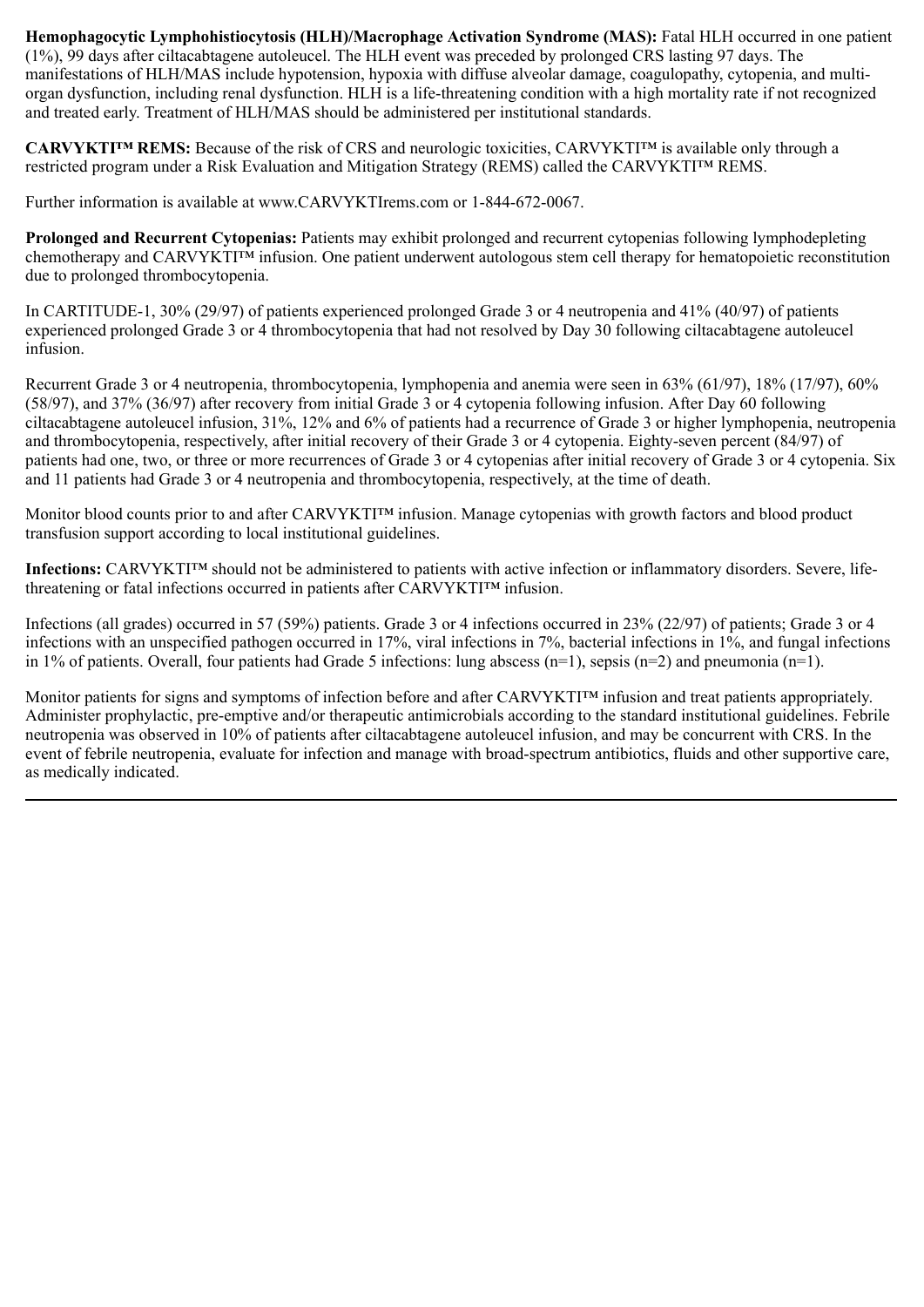**Hemophagocytic Lymphohistiocytosis (HLH)/Macrophage Activation Syndrome (MAS):** Fatal HLH occurred in one patient (1%), 99 days after ciltacabtagene autoleucel. The HLH event was preceded by prolonged CRS lasting 97 days. The manifestations of HLH/MAS include hypotension, hypoxia with diffuse alveolar damage, coagulopathy, cytopenia, and multi-organ dysfunction, including renal dysfunction. HLH is a life-threatening condition with a high mortality rate if not recognized and treated early. Treatment of HLH/MAS should be administered per institutional standards.

**CARVYKTI™ REMS:** Because of the risk of CRS and neurologic toxicities, CARVYKTI™ is available only through a restricted program under a Risk Evaluation and Mitigation Strategy (REMS) called the CARVYKTI™ REMS.

Further information is available at www.CARVYKTIrems.com or 1-844-672-0067.

**Prolonged and Recurrent Cytopenias:** Patients may exhibit prolonged and recurrent cytopenias following lymphodepleting chemotherapy and CARVYKTI™ infusion. One patient underwent autologous stem cell therapy for hematopoietic reconstitution due to prolonged thrombocytopenia.

In CARTITUDE-1, 30% (29/97) of patients experienced prolonged Grade 3 or 4 neutropenia and 41% (40/97) of patients experienced prolonged Grade 3 or 4 thrombocytopenia that had not resolved by Day 30 following ciltacabtagene autoleucel infusion.

Recurrent Grade 3 or 4 neutropenia, thrombocytopenia, lymphopenia and anemia were seen in 63% (61/97), 18% (17/97), 60% (58/97), and 37% (36/97) after recovery from initial Grade 3 or 4 cytopenia following infusion. After Day 60 following ciltacabtagene autoleucel infusion, 31%, 12% and 6% of patients had a recurrence of Grade 3 or higher lymphopenia, neutropenia and thrombocytopenia, respectively, after initial recovery of their Grade 3 or 4 cytopenia. Eighty-seven percent (84/97) of patients had one, two, or three or more recurrences of Grade 3 or 4 cytopenias after initial recovery of Grade 3 or 4 cytopenia. Six and 11 patients had Grade 3 or 4 neutropenia and thrombocytopenia, respectively, at the time of death.

Monitor blood counts prior to and after CARVYKTI™ infusion. Manage cytopenias with growth factors and blood product transfusion support according to local institutional guidelines.

**Infections:** CARVYKTI™ should not be administered to patients with active infection or inflammatory disorders. Severe, life-threatening or fatal infections occurred in patients after CARVYKTI™ infusion.

Infections (all grades) occurred in 57 (59%) patients. Grade 3 or 4 infections occurred in 23% (22/97) of patients; Grade 3 or 4 infections with an unspecified pathogen occurred in 17%, viral infections in 7%, bacterial infections in 1%, and fungal infections in 1% of patients. Overall, four patients had Grade 5 infections: lung abscess (n=1), sepsis (n=2) and pneumonia (n=1).

Monitor patients for signs and symptoms of infection before and after CARVYKTI™ infusion and treat patients appropriately. Administer prophylactic, pre-emptive and/or therapeutic antimicrobials according to the standard institutional guidelines. Febrile neutropenia was observed in 10% of patients after ciltacabtagene autoleucel infusion, and may be concurrent with CRS. In the event of febrile neutropenia, evaluate for infection and manage with broad-spectrum antibiotics, fluids and other supportive care, as medically indicated.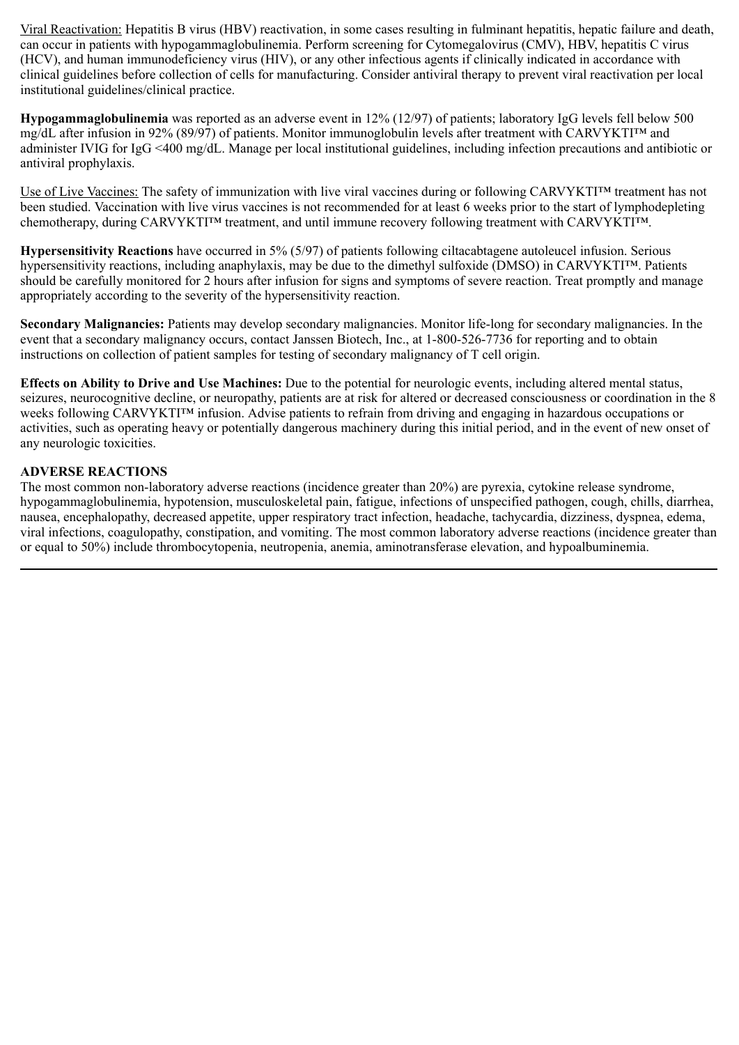Viral Reactivation: Hepatitis B virus (HBV) reactivation, in some cases resulting in fulminant hepatitis, hepatic failure and death, can occur in patients with hypogammaglobulinemia. Perform screening for Cytomegalovirus (CMV), HBV, hepatitis C virus (HCV), and human immunodeficiency virus (HIV), or any other infectious agents if clinically indicated in accordance with clinical guidelines before collection of cells for manufacturing. Consider antiviral therapy to prevent viral reactivation per local institutional guidelines/clinical practice.

**Hypogammaglobulinemia** was reported as an adverse event in 12% (12/97) of patients; laboratory IgG levels fell below 500 mg/dL after infusion in 92% (89/97) of patients. Monitor immunoglobulin levels after treatment with CARVYKTI™ and administer IVIG for IgG <400 mg/dL. Manage per local institutional guidelines, including infection precautions and antibiotic or antiviral prophylaxis.

Use of Live Vaccines: The safety of immunization with live viral vaccines during or following CARVYKTI™ treatment has not been studied. Vaccination with live virus vaccines is not recommended for at least 6 weeks prior to the start of lymphodepleting chemotherapy, during CARVYKTI™ treatment, and until immune recovery following treatment with CARVYKTI™.

**Hypersensitivity Reactions** have occurred in 5% (5/97) of patients following ciltacabtagene autoleucel infusion. Serious hypersensitivity reactions, including anaphylaxis, may be due to the dimethyl sulfoxide (DMSO) in CARVYKTI™. Patients should be carefully monitored for 2 hours after infusion for signs and symptoms of severe reaction. Treat promptly and manage appropriately according to the severity of the hypersensitivity reaction.

**Secondary Malignancies:** Patients may develop secondary malignancies. Monitor life-long for secondary malignancies. In the event that a secondary malignancy occurs, contact Janssen Biotech, Inc., at 1-800-526-7736 for reporting and to obtain instructions on collection of patient samples for testing of secondary malignancy of T cell origin.

**Effects on Ability to Drive and Use Machines:** Due to the potential for neurologic events, including altered mental status, seizures, neurocognitive decline, or neuropathy, patients are at risk for altered or decreased consciousness or coordination in the 8 weeks following CARVYKTI™ infusion. Advise patients to refrain from driving and engaging in hazardous occupations or activities, such as operating heavy or potentially dangerous machinery during this initial period, and in the event of new onset of any neurologic toxicities.

**ADVERSE REACTIONS**

The most common non-laboratory adverse reactions (incidence greater than 20%) are pyrexia, cytokine release syndrome, hypogammaglobulinemia, hypotension, musculoskeletal pain, fatigue, infections of unspecified pathogen, cough, chills, diarrhea, nausea, encephalopathy, decreased appetite, upper respiratory tract infection, headache, tachycardia, dizziness, dyspnea, edema, viral infections, coagulopathy, constipation, and vomiting. The most common laboratory adverse reactions (incidence greater than or equal to 50%) include thrombocytopenia, neutropenia, anemia, aminotransferase elevation, and hypoalbuminemia.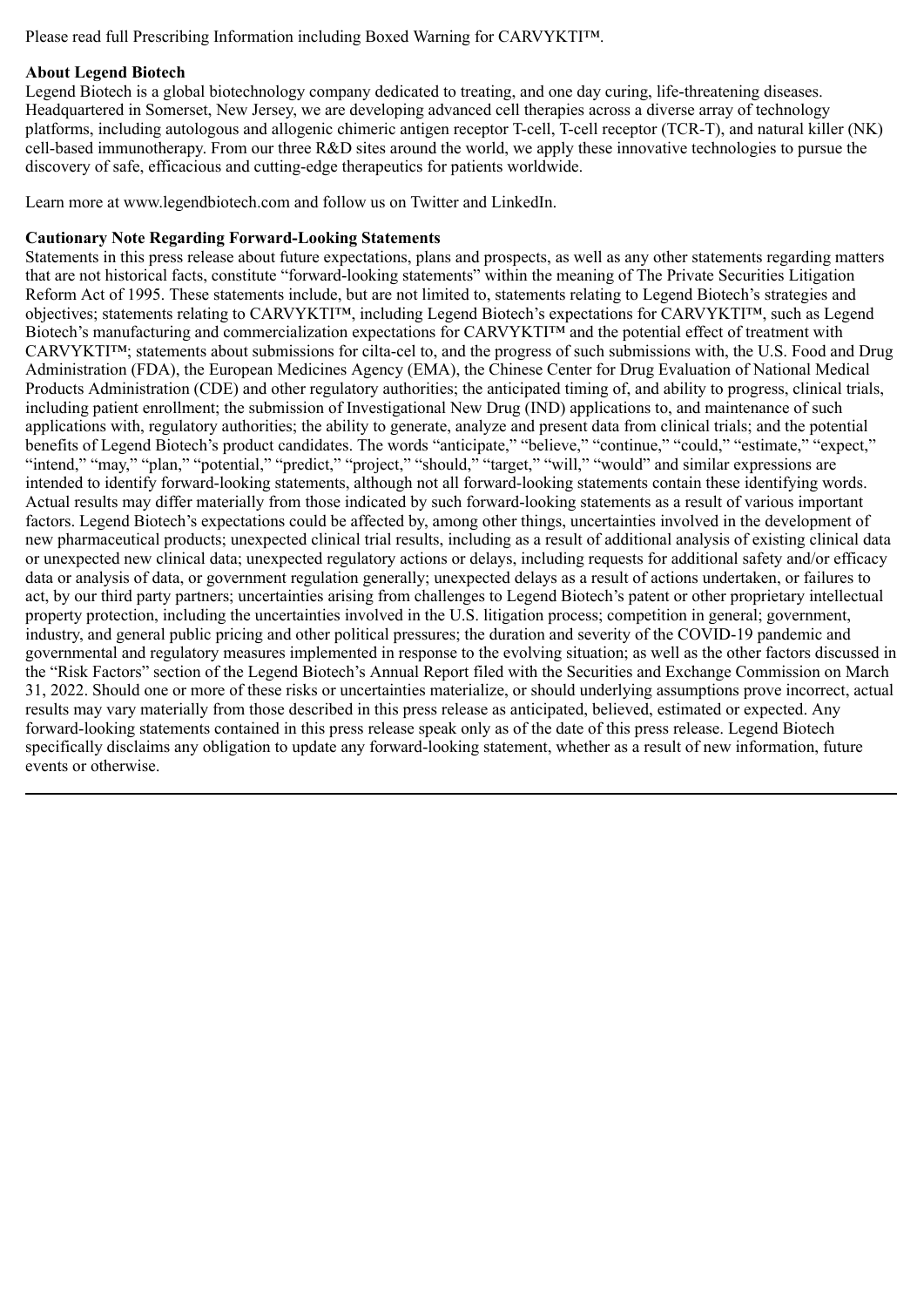Please read full Prescribing Information including Boxed Warning for CARVYKTI™.

**About Legend Biotech**

Legend Biotech is a global biotechnology company dedicated to treating, and one day curing, life-threatening diseases. Headquartered in Somerset, New Jersey, we are developing advanced cell therapies across a diverse array of technology platforms, including autologous and allogenic chimeric antigen receptor T-cell, T-cell receptor (TCR-T), and natural killer (NK) cell-based immunotherapy. From our three R&D sites around the world, we apply these innovative technologies to pursue the discovery of safe, efficacious and cutting-edge therapeutics for patients worldwide.

Learn more at www.legendbiotech.com and follow us on Twitter and LinkedIn.

**Cautionary Note Regarding Forward-Looking Statements**

Statements in this press release about future expectations, plans and prospects, as well as any other statements regarding matters that are not historical facts, constitute "forward-looking statements" within the meaning of The Private Securities Litigation Reform Act of 1995. These statements include, but are not limited to, statements relating to Legend Biotech's strategies and objectives; statements relating to CARVYKTI™, including Legend Biotech's expectations for CARVYKTI™, such as Legend Biotech's manufacturing and commercialization expectations for CARVYKTI™ and the potential effect of treatment with CARVYKTI™; statements about submissions for cilta-cel to, and the progress of such submissions with, the U.S. Food and Drug Administration (FDA), the European Medicines Agency (EMA), the Chinese Center for Drug Evaluation of National Medical Products Administration (CDE) and other regulatory authorities; the anticipated timing of, and ability to progress, clinical trials, including patient enrollment; the submission of Investigational New Drug (IND) applications to, and maintenance of such applications with, regulatory authorities; the ability to generate, analyze and present data from clinical trials; and the potential benefits of Legend Biotech's product candidates. The words "anticipate," "believe," "continue," "could," "estimate," "expect," "intend," "may," "plan," "potential," "predict," "project," "should," "target," "will," "would" and similar expressions are intended to identify forward-looking statements, although not all forward-looking statements contain these identifying words. Actual results may differ materially from those indicated by such forward-looking statements as a result of various important factors. Legend Biotech's expectations could be affected by, among other things, uncertainties involved in the development of new pharmaceutical products; unexpected clinical trial results, including as a result of additional analysis of existing clinical data or unexpected new clinical data; unexpected regulatory actions or delays, including requests for additional safety and/or efficacy data or analysis of data, or government regulation generally; unexpected delays as a result of actions undertaken, or failures to act, by our third party partners; uncertainties arising from challenges to Legend Biotech's patent or other proprietary intellectual property protection, including the uncertainties involved in the U.S. litigation process; competition in general; government, industry, and general public pricing and other political pressures; the duration and severity of the COVID-19 pandemic and governmental and regulatory measures implemented in response to the evolving situation; as well as the other factors discussed in the "Risk Factors" section of the Legend Biotech's Annual Report filed with the Securities and Exchange Commission on March 31, 2022. Should one or more of these risks or uncertainties materialize, or should underlying assumptions prove incorrect, actual results may vary materially from those described in this press release as anticipated, believed, estimated or expected. Any forward-looking statements contained in this press release speak only as of the date of this press release. Legend Biotech specifically disclaims any obligation to update any forward-looking statement, whether as a result of new information, future events or otherwise.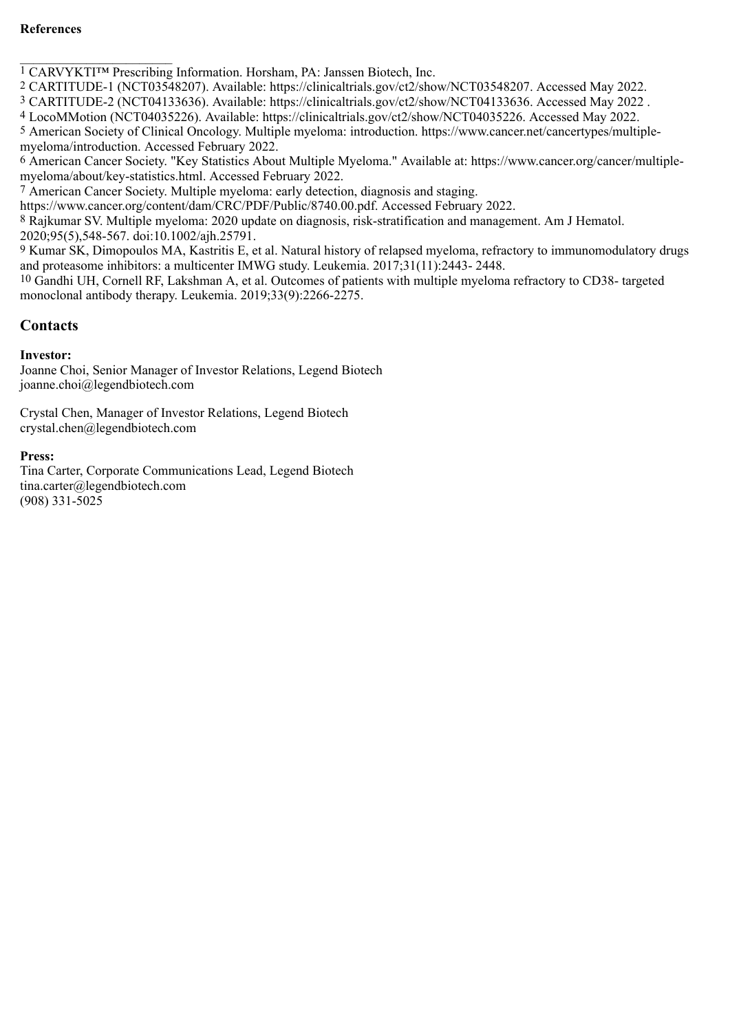**References**

---

[1] CARVYKTI™ Prescribing Information. Horsham, PA: Janssen Biotech, Inc.
[2] CARTITUDE-1 (NCT03548207). Available: https://clinicaltrials.gov/ct2/show/NCT03548207. Accessed May 2022.
[3] CARTITUDE-2 (NCT04133636). Available: https://clinicaltrials.gov/ct2/show/NCT04133636. Accessed May 2022 .
[4] LocoMMotion (NCT04035226). Available: https://clinicaltrials.gov/ct2/show/NCT04035226. Accessed May 2022.
[5] American Society of Clinical Oncology. Multiple myeloma: introduction. https://www.cancer.net/cancertypes/multiple-myeloma/introduction. Accessed February 2022.
[6] American Cancer Society. "Key Statistics About Multiple Myeloma." Available at: https://www.cancer.org/cancer/multiple-myeloma/about/key-statistics.html. Accessed February 2022.
[7] American Cancer Society. Multiple myeloma: early detection, diagnosis and staging. https://www.cancer.org/content/dam/CRC/PDF/Public/8740.00.pdf. Accessed February 2022.
[8] Rajkumar SV. Multiple myeloma: 2020 update on diagnosis, risk-stratification and management. Am J Hematol. 2020;95(5),548-567. doi:10.1002/ajh.25791.
[9] Kumar SK, Dimopoulos MA, Kastritis E, et al. Natural history of relapsed myeloma, refractory to immunomodulatory drugs and proteasome inhibitors: a multicenter IMWG study. Leukemia. 2017;31(11):2443- 2448.
[10] Gandhi UH, Cornell RF, Lakshman A, et al. Outcomes of patients with multiple myeloma refractory to CD38- targeted monoclonal antibody therapy. Leukemia. 2019;33(9):2266-2275.

## Contacts

**Investor:**
Joanne Choi, Senior Manager of Investor Relations, Legend Biotech
joanne.choi@legendbiotech.com

Crystal Chen, Manager of Investor Relations, Legend Biotech
crystal.chen@legendbiotech.com

**Press:**
Tina Carter, Corporate Communications Lead, Legend Biotech
tina.carter@legendbiotech.com
(908) 331-5025